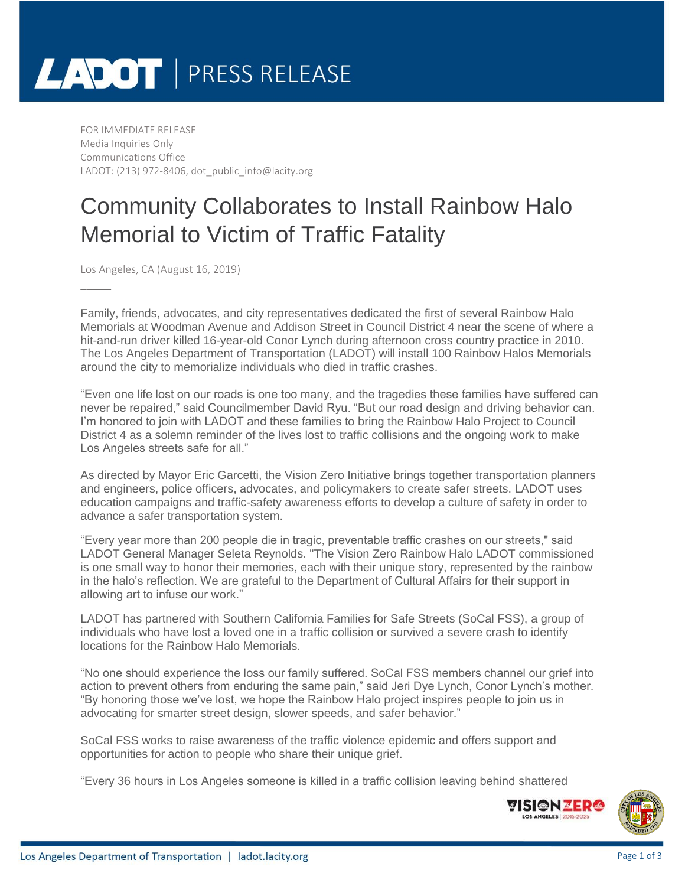# LADOT | PRESS RELEASE

FOR IMMEDIATE RELEASE
Media Inquiries Only
Communications Office
LADOT: (213) 972-8406, dot_public_info@lacity.org

## Community Collaborates to Install Rainbow Halo Memorial to Victim of Traffic Fatality

Los Angeles, CA (August 16, 2019)

Family, friends, advocates, and city representatives dedicated the first of several Rainbow Halo Memorials at Woodman Avenue and Addison Street in Council District 4 near the scene of where a hit-and-run driver killed 16-year-old Conor Lynch during afternoon cross country practice in 2010. The Los Angeles Department of Transportation (LADOT) will install 100 Rainbow Halos Memorials around the city to memorialize individuals who died in traffic crashes.

"Even one life lost on our roads is one too many, and the tragedies these families have suffered can never be repaired," said Councilmember David Ryu. "But our road design and driving behavior can. I'm honored to join with LADOT and these families to bring the Rainbow Halo Project to Council District 4 as a solemn reminder of the lives lost to traffic collisions and the ongoing work to make Los Angeles streets safe for all."

As directed by Mayor Eric Garcetti, the Vision Zero Initiative brings together transportation planners and engineers, police officers, advocates, and policymakers to create safer streets. LADOT uses education campaigns and traffic-safety awareness efforts to develop a culture of safety in order to advance a safer transportation system.

"Every year more than 200 people die in tragic, preventable traffic crashes on our streets," said LADOT General Manager Seleta Reynolds. "The Vision Zero Rainbow Halo LADOT commissioned is one small way to honor their memories, each with their unique story, represented by the rainbow in the halo's reflection. We are grateful to the Department of Cultural Affairs for their support in allowing art to infuse our work."

LADOT has partnered with Southern California Families for Safe Streets (SoCal FSS), a group of individuals who have lost a loved one in a traffic collision or survived a severe crash to identify locations for the Rainbow Halo Memorials.

"No one should experience the loss our family suffered. SoCal FSS members channel our grief into action to prevent others from enduring the same pain," said Jeri Dye Lynch, Conor Lynch's mother. "By honoring those we've lost, we hope the Rainbow Halo project inspires people to join us in advocating for smarter street design, slower speeds, and safer behavior."

SoCal FSS works to raise awareness of the traffic violence epidemic and offers support and opportunities for action to people who share their unique grief.

"Every 36 hours in Los Angeles someone is killed in a traffic collision leaving behind shattered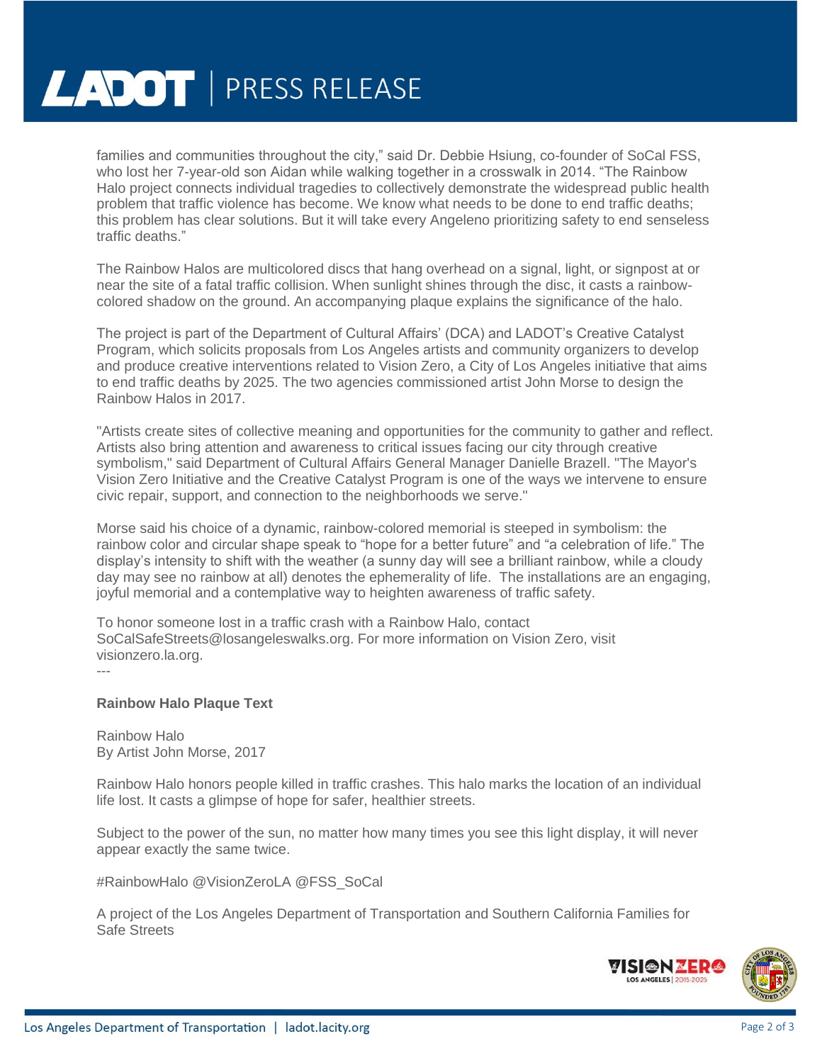families and communities throughout the city," said Dr. Debbie Hsiung, co-founder of SoCal FSS, who lost her 7-year-old son Aidan while walking together in a crosswalk in 2014. "The Rainbow Halo project connects individual tragedies to collectively demonstrate the widespread public health problem that traffic violence has become. We know what needs to be done to end traffic deaths; this problem has clear solutions. But it will take every Angeleno prioritizing safety to end senseless traffic deaths."

The Rainbow Halos are multicolored discs that hang overhead on a signal, light, or signpost at or near the site of a fatal traffic collision. When sunlight shines through the disc, it casts a rainbow-colored shadow on the ground. An accompanying plaque explains the significance of the halo.

The project is part of the Department of Cultural Affairs' (DCA) and LADOT's Creative Catalyst Program, which solicits proposals from Los Angeles artists and community organizers to develop and produce creative interventions related to Vision Zero, a City of Los Angeles initiative that aims to end traffic deaths by 2025. The two agencies commissioned artist John Morse to design the Rainbow Halos in 2017.

"Artists create sites of collective meaning and opportunities for the community to gather and reflect. Artists also bring attention and awareness to critical issues facing our city through creative symbolism," said Department of Cultural Affairs General Manager Danielle Brazell. "The Mayor's Vision Zero Initiative and the Creative Catalyst Program is one of the ways we intervene to ensure civic repair, support, and connection to the neighborhoods we serve."

Morse said his choice of a dynamic, rainbow-colored memorial is steeped in symbolism: the rainbow color and circular shape speak to "hope for a better future" and "a celebration of life." The display's intensity to shift with the weather (a sunny day will see a brilliant rainbow, while a cloudy day may see no rainbow at all) denotes the ephemerality of life. The installations are an engaging, joyful memorial and a contemplative way to heighten awareness of traffic safety.

To honor someone lost in a traffic crash with a Rainbow Halo, contact SoCalSafeStreets@losangeleswalks.org. For more information on Vision Zero, visit visionzero.la.org.

---

**Rainbow Halo Plaque Text**

Rainbow Halo
By Artist John Morse, 2017

Rainbow Halo honors people killed in traffic crashes. This halo marks the location of an individual life lost. It casts a glimpse of hope for safer, healthier streets.

Subject to the power of the sun, no matter how many times you see this light display, it will never appear exactly the same twice.

#RainbowHalo @VisionZeroLA @FSS_SoCal

A project of the Los Angeles Department of Transportation and Southern California Families for Safe Streets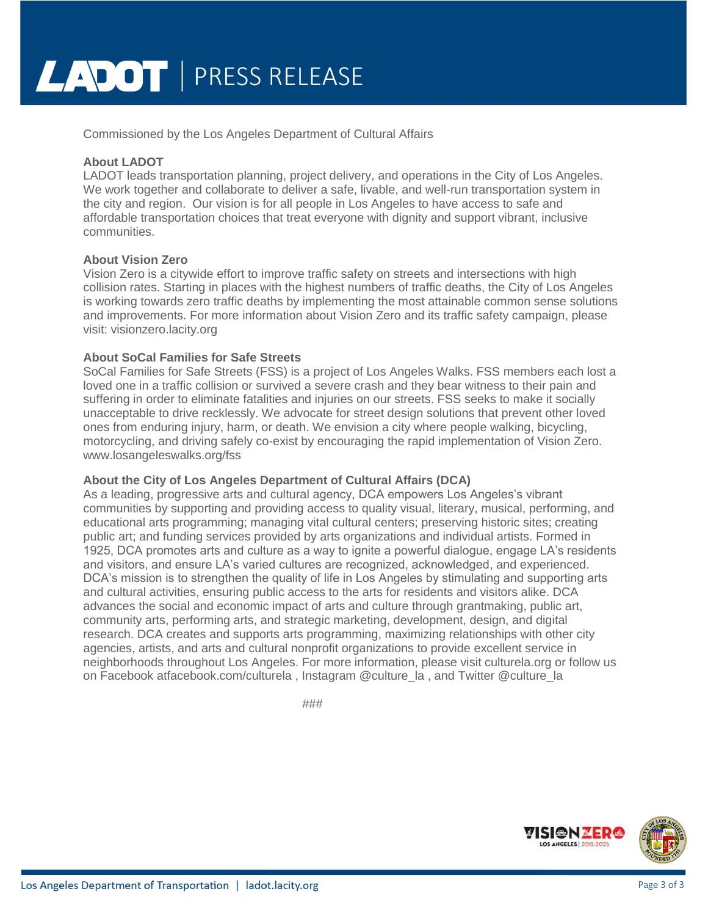Commissioned by the Los Angeles Department of Cultural Affairs

**About LADOT**
LADOT leads transportation planning, project delivery, and operations in the City of Los Angeles. We work together and collaborate to deliver a safe, livable, and well-run transportation system in the city and region. Our vision is for all people in Los Angeles to have access to safe and affordable transportation choices that treat everyone with dignity and support vibrant, inclusive communities.

**About Vision Zero**
Vision Zero is a citywide effort to improve traffic safety on streets and intersections with high collision rates. Starting in places with the highest numbers of traffic deaths, the City of Los Angeles is working towards zero traffic deaths by implementing the most attainable common sense solutions and improvements. For more information about Vision Zero and its traffic safety campaign, please visit: visionzero.lacity.org

**About SoCal Families for Safe Streets**
SoCal Families for Safe Streets (FSS) is a project of Los Angeles Walks. FSS members each lost a loved one in a traffic collision or survived a severe crash and they bear witness to their pain and suffering in order to eliminate fatalities and injuries on our streets. FSS seeks to make it socially unacceptable to drive recklessly. We advocate for street design solutions that prevent other loved ones from enduring injury, harm, or death. We envision a city where people walking, bicycling, motorcycling, and driving safely co-exist by encouraging the rapid implementation of Vision Zero. www.losangeleswalks.org/fss

**About the City of Los Angeles Department of Cultural Affairs (DCA)**
As a leading, progressive arts and cultural agency, DCA empowers Los Angeles's vibrant communities by supporting and providing access to quality visual, literary, musical, performing, and educational arts programming; managing vital cultural centers; preserving historic sites; creating public art; and funding services provided by arts organizations and individual artists. Formed in 1925, DCA promotes arts and culture as a way to ignite a powerful dialogue, engage LA's residents and visitors, and ensure LA's varied cultures are recognized, acknowledged, and experienced. DCA's mission is to strengthen the quality of life in Los Angeles by stimulating and supporting arts and cultural activities, ensuring public access to the arts for residents and visitors alike. DCA advances the social and economic impact of arts and culture through grantmaking, public art, community arts, performing arts, and strategic marketing, development, design, and digital research. DCA creates and supports arts programming, maximizing relationships with other city agencies, artists, and arts and cultural nonprofit organizations to provide excellent service in neighborhoods throughout Los Angeles. For more information, please visit culturela.org or follow us on Facebook atfacebook.com/culturela , Instagram @culture_la , and Twitter @culture_la

###